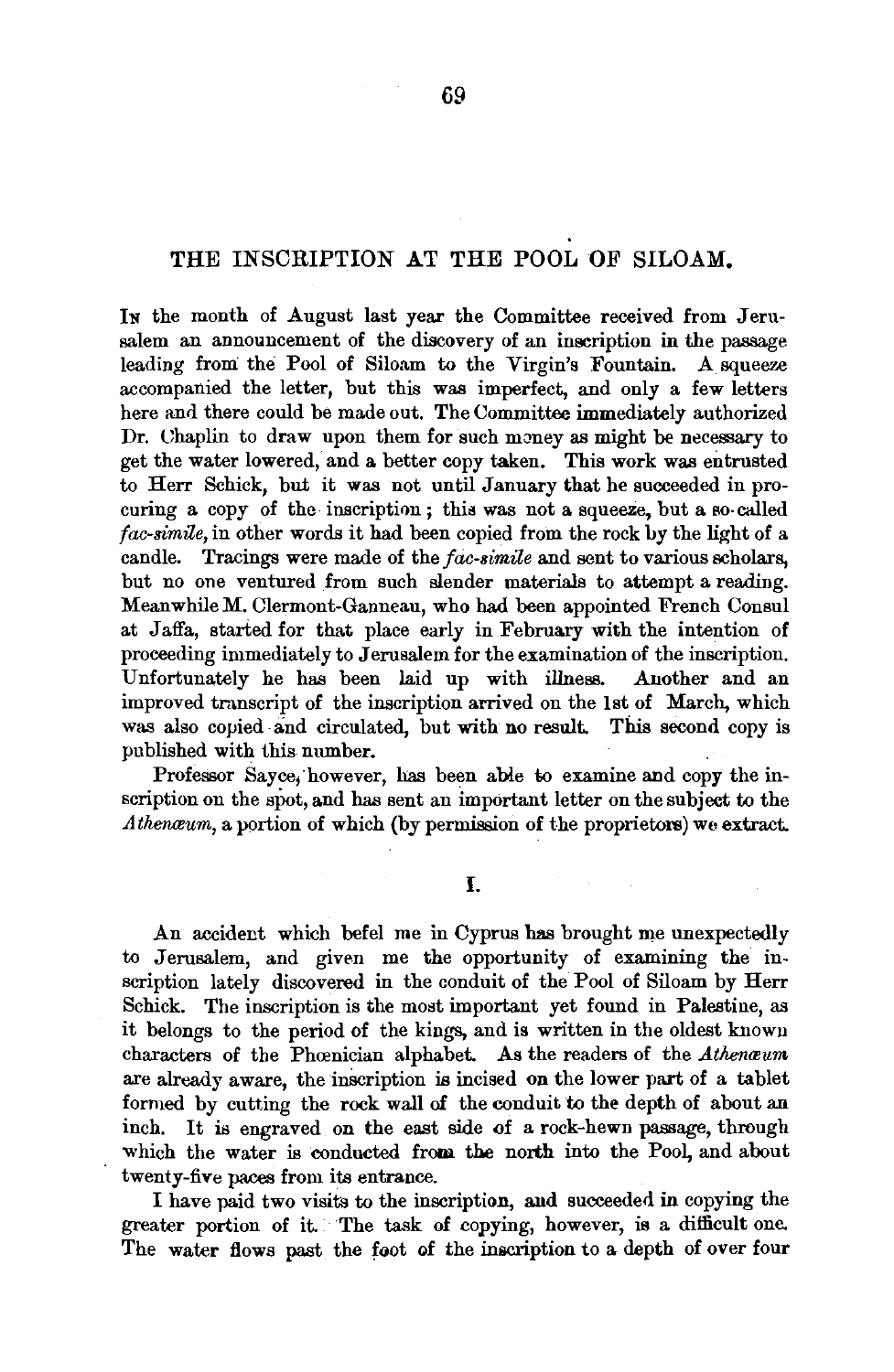# THE INSCRIPTION AT THE POOL OF SILOAM.

In the month of August last year the Committee received from Jerusalem an announcement of the discovery of an inscription in the passage leading from the Pool of Siloam to the Virgin's Fountain. A squeeze accompanied the letter, but this was imperfect, and only a few letters here and there could be made out. The Committee immediately authorized Dr. Chaplin to draw upon them for such money as might be necessary to get the water lowered, and a better copy taken. This work was entrusted to Herr Schick, but it was not until January that he succeeded in procuring a copy of the inscription; this was not a squeeze, but a so-called *fac-simile*, in other words it had been copied from the rock by the light of a candle. Tracings were made of the *fac-simile* and sent to various scholars, but no one ventured from such slender materials to attempt a reading. Meanwhile M. Clermont-Ganneau, who had been appointed French Consul at Jaffa, started for that place early in February with the intention of proceeding immediately to Jerusalem for the examination of the inscription. Unfortunately he has been laid up with illness. Another and an improved transcript of the inscription arrived on the 1st of March, which was also copied and circulated, but with no result. This second copy is published with this number.

Professor Sayce, however, has been able to examine and copy the inscription on the spot, and has sent an important letter on the subject to the *Athenæum*, a portion of which (by permission of the proprietors) we extract.

## I.

An accident which befel me in Cyprus has brought me unexpectedly to Jerusalem, and given me the opportunity of examining the inscription lately discovered in the conduit of the Pool of Siloam by Herr Schick. The inscription is the most important yet found in Palestine, as it belongs to the period of the kings, and is written in the oldest known characters of the Phœnician alphabet. As the readers of the *Athenæum* are already aware, the inscription is incised on the lower part of a tablet formed by cutting the rock wall of the conduit to the depth of about an inch. It is engraved on the east side of a rock-hewn passage, through which the water is conducted from the north into the Pool, and about twenty-five paces from its entrance.

I have paid two visits to the inscription, and succeeded in copying the greater portion of it. The task of copying, however, is a difficult one. The water flows past the foot of the inscription to a depth of over four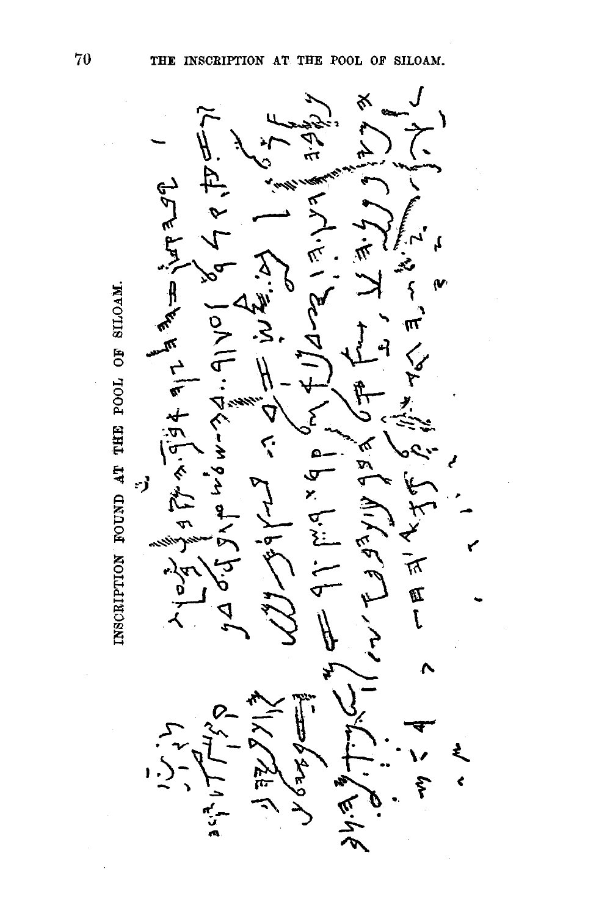# INSCRIPTION FOUND AT THE POOL OF SILOAM.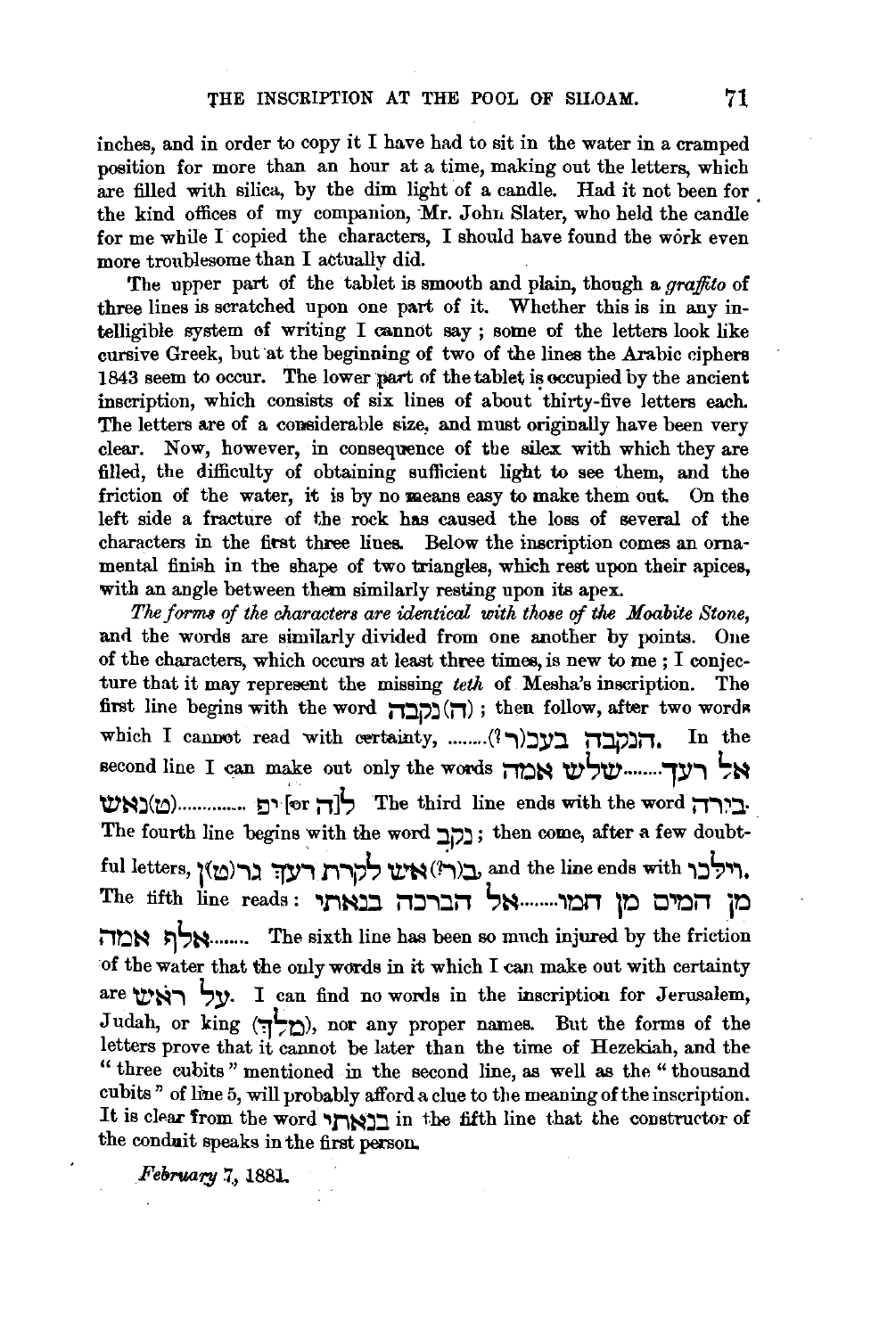inches, and in order to copy it I have had to sit in the water in a cramped position for more than an hour at a time, making out the letters, which are filled with silica, by the dim light of a candle. Had it not been for the kind offices of my companion, Mr. John Slater, who held the candle for me while I copied the characters, I should have found the work even more troublesome than I actually did.

The upper part of the tablet is smooth and plain, though a *graffito* of three lines is scratched upon one part of it. Whether this is in any intelligible system of writing I cannot say; some of the letters look like cursive Greek, but at the beginning of two of the lines the Arabic ciphers 1843 seem to occur. The lower part of the tablet is occupied by the ancient inscription, which consists of six lines of about thirty-five letters each. The letters are of a considerable size, and must originally have been very clear. Now, however, in consequence of the silex with which they are filled, the difficulty of obtaining sufficient light to see them, and the friction of the water, it is by no means easy to make them out. On the left side a fracture of the rock has caused the loss of several of the characters in the first three lines. Below the inscription comes an ornamental finish in the shape of two triangles, which rest upon their apices, with an angle between them similarly resting upon its apex.

*The forms of the characters are identical with those of the Moabite Stone*, and the words are similarly divided from one another by points. One of the characters, which occurs at least three times, is new to me; I conjecture that it may represent the missing *teth* of Mesha's inscription. The first line begins with the word (ה)נקבה; then follow, after two words which I cannot read with certainty, ........(?הנקבה בעב(ר. In the second line I can make out only the words אל רעד........שלש אמה (ט)נאש.............. ים [or לןה] The third line ends with the word בירה. The fourth line begins with the word נקב; then come, after a few doubtful letters, ב(ר?)איש לקרת רעך גר(ט)ן, and the line ends with וילכו. The fifth line reads: מן המים מן המו........אל הברכה בנאתי אלף אמה........ The sixth line has been so much injured by the friction of the water that the only words in it which I can make out with certainty are על ראש. I can find no words in the inscription for Jerusalem, Judah, or king (מלך), nor any proper names. But the forms of the letters prove that it cannot be later than the time of Hezekiah, and the "three cubits" mentioned in the second line, as well as the "thousand cubits" of line 5, will probably afford a clue to the meaning of the inscription. It is clear from the word בנאתי in the fifth line that the constructor of the conduit speaks in the first person.

*February 7, 1881.*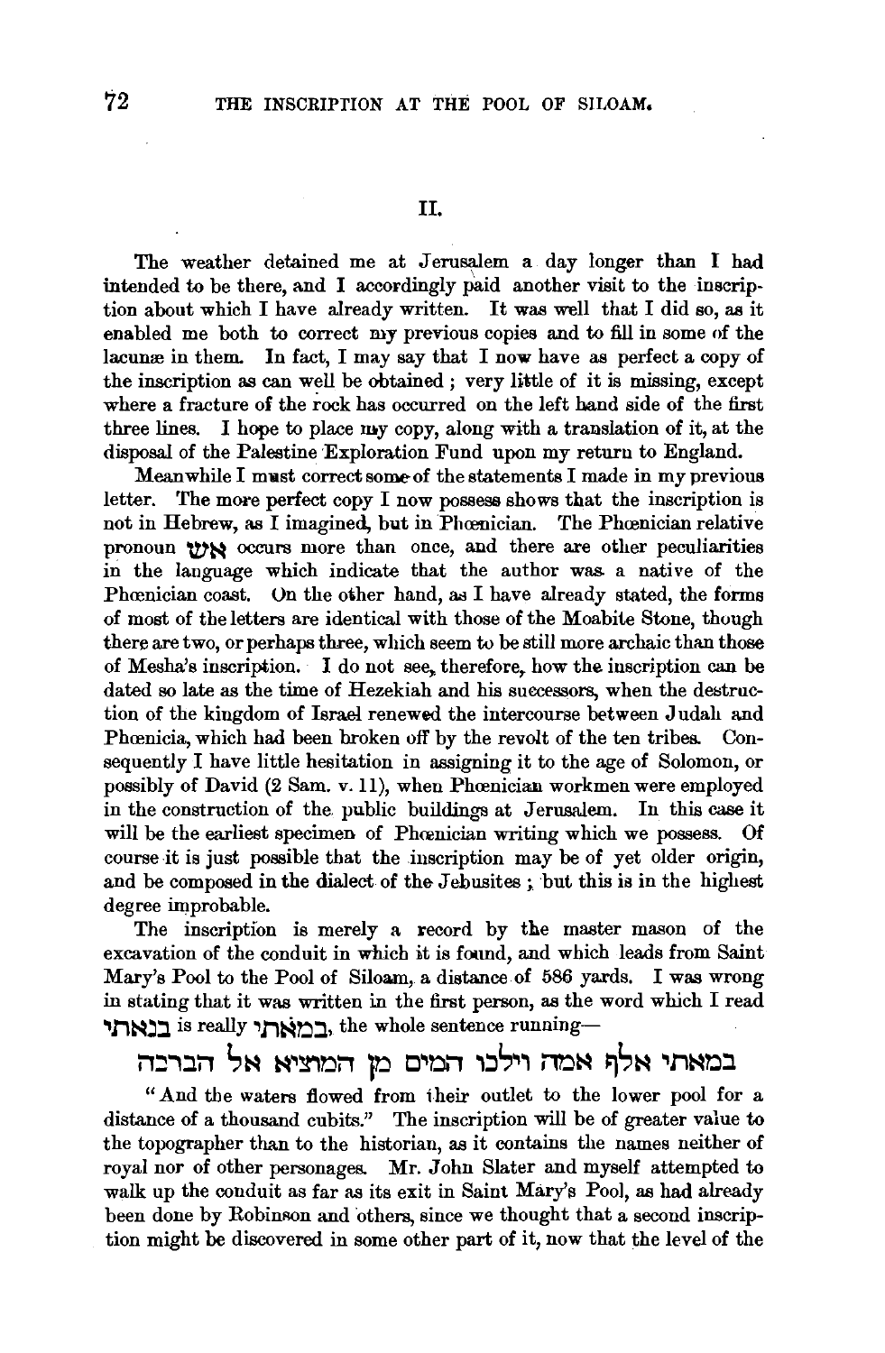## II.

The weather detained me at Jerusalem a day longer than I had intended to be there, and I accordingly paid another visit to the inscription about which I have already written. It was well that I did so, as it enabled me both to correct my previous copies and to fill in some of the lacunæ in them. In fact, I may say that I now have as perfect a copy of the inscription as can well be obtained; very little of it is missing, except where a fracture of the rock has occurred on the left hand side of the first three lines. I hope to place my copy, along with a translation of it, at the disposal of the Palestine Exploration Fund upon my return to England.

Meanwhile I must correct some of the statements I made in my previous letter. The more perfect copy I now possess shows that the inscription is not in Hebrew, as I imagined, but in Phœnician. The Phœnician relative pronoun אש occurs more than once, and there are other peculiarities in the language which indicate that the author was a native of the Phœnician coast. On the other hand, as I have already stated, the forms of most of the letters are identical with those of the Moabite Stone, though there are two, or perhaps three, which seem to be still more archaic than those of Mesha's inscription. I do not see, therefore, how the inscription can be dated so late as the time of Hezekiah and his successors, when the destruction of the kingdom of Israel renewed the intercourse between Judah and Phœnicia, which had been broken off by the revolt of the ten tribes. Consequently I have little hesitation in assigning it to the age of Solomon, or possibly of David (2 Sam. v. 11), when Phœnician workmen were employed in the construction of the public buildings at Jerusalem. In this case it will be the earliest specimen of Phœnician writing which we possess. Of course it is just possible that the inscription may be of yet older origin, and be composed in the dialect of the Jebusites; but this is in the highest degree improbable.

The inscription is merely a record by the master mason of the excavation of the conduit in which it is found, and which leads from Saint Mary's Pool to the Pool of Siloam, a distance of 586 yards. I was wrong in stating that it was written in the first person, as the word which I read בנאתי is really במאתי, the whole sentence running—

במאתי אלף אמה וילכו המים מן המוציא אל הברכה

"And the waters flowed from their outlet to the lower pool for a distance of a thousand cubits." The inscription will be of greater value to the topographer than to the historian, as it contains the names neither of royal nor of other personages. Mr. John Slater and myself attempted to walk up the conduit as far as its exit in Saint Mary's Pool, as had already been done by Robinson and others, since we thought that a second inscription might be discovered in some other part of it, now that the level of the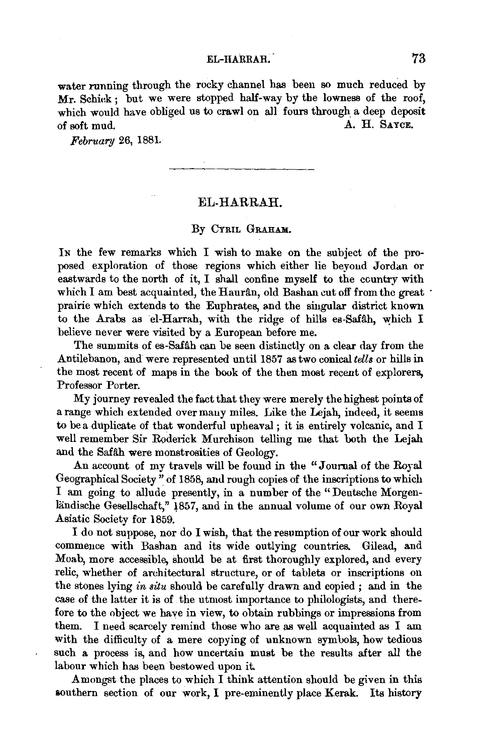water running through the rocky channel has been so much reduced by Mr. Schick; but we were stopped half-way by the lowness of the roof, which would have obliged us to crawl on all fours through a deep deposit of soft mud.

A. H. SAYCE.

*February* 26, 1881.

---

## EL-HARRAH.

By CYRIL GRAHAM.

IN the few remarks which I wish to make on the subject of the proposed exploration of those regions which either lie beyond Jordan or eastwards to the north of it, I shall confine myself to the country with which I am best acquainted, the Haurân, old Bashan cut off from the great prairie which extends to the Euphrates, and the singular district known to the Arabs as el-Harrah, with the ridge of hills es-Safâh, which I believe never were visited by a European before me.

The summits of es-Safâh can be seen distinctly on a clear day from the Antilebanon, and were represented until 1857 as two conical *tells* or hills in the most recent of maps in the book of the then most recent of explorers, Professor Porter.

My journey revealed the fact that they were merely the highest points of a range which extended over many miles. Like the Lejah, indeed, it seems to be a duplicate of that wonderful upheaval; it is entirely volcanic, and I well remember Sir Roderick Murchison telling me that both the Lejah and the Safâh were monstrosities of Geology.

An account of my travels will be found in the "Journal of the Royal Geographical Society" of 1858, and rough copies of the inscriptions to which I am going to allude presently, in a number of the "Deutsche Morgenländische Gesellschaft," 1857, and in the annual volume of our own Royal Asiatic Society for 1859.

I do not suppose, nor do I wish, that the resumption of our work should commence with Bashan and its wide outlying countries. Gilead, and Moab, more accessible, should be at first thoroughly explored, and every relic, whether of architectural structure, or of tablets or inscriptions on the stones lying *in situ* should be carefully drawn and copied; and in the case of the latter it is of the utmost importance to philologists, and therefore to the object we have in view, to obtain rubbings or impressions from them. I need scarcely remind those who are as well acquainted as I am with the difficulty of a mere copying of unknown symbols, how tedious such a process is, and how uncertain must be the results after all the labour which has been bestowed upon it.

Amongst the places to which I think attention should be given in this southern section of our work, I pre-eminently place Kerak. Its history